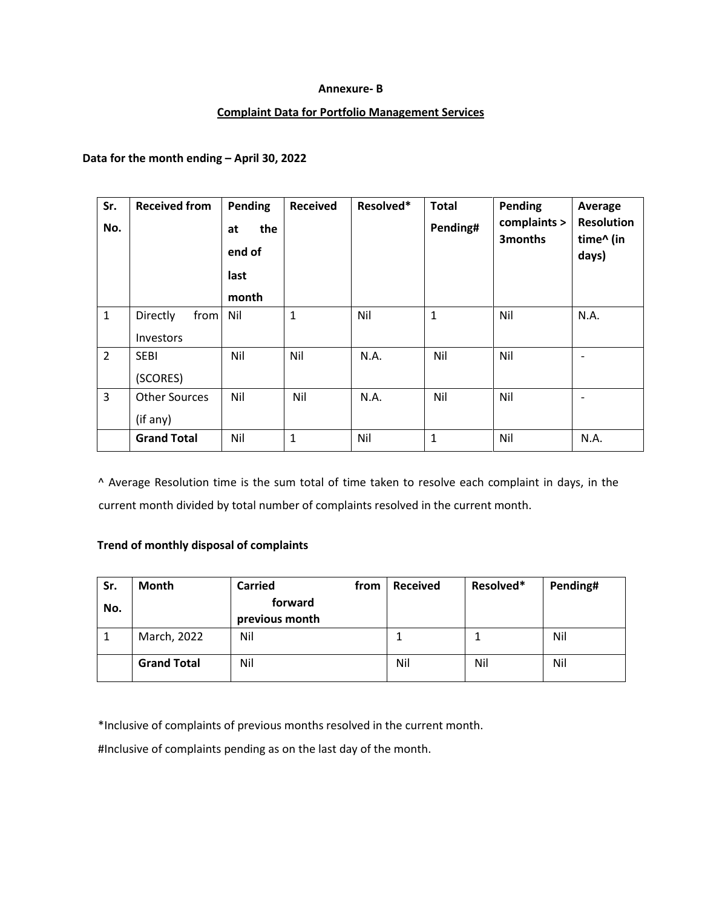**Annexure- B**

**Complaint Data for Portfolio Management Services**

**Data for the month ending – April 30, 2022**

| Sr. No. | Received from | Pending at the end of last month | Received | Resolved* | Total Pending# | Pending complaints > 3months | Average Resolution time^ (in days) |
|---|---|---|---|---|---|---|---|
| 1 | Directly from Investors | Nil | 1 | Nil | 1 | Nil | N.A. |
| 2 | SEBI (SCORES) | Nil | Nil | N.A. | Nil | Nil | - |
| 3 | Other Sources (if any) | Nil | Nil | N.A. | Nil | Nil | - |
| | **Grand Total** | Nil | 1 | Nil | 1 | Nil | N.A. |

^ Average Resolution time is the sum total of time taken to resolve each complaint in days, in the current month divided by total number of complaints resolved in the current month.

**Trend of monthly disposal of complaints**

| Sr. No. | Month | Carried forward from previous month | Received | Resolved* | Pending# |
|---|---|---|---|---|---|
| 1 | March, 2022 | Nil | 1 | 1 | Nil |
| | **Grand Total** | Nil | Nil | Nil | Nil |

*Inclusive of complaints of previous months resolved in the current month.

#Inclusive of complaints pending as on the last day of the month.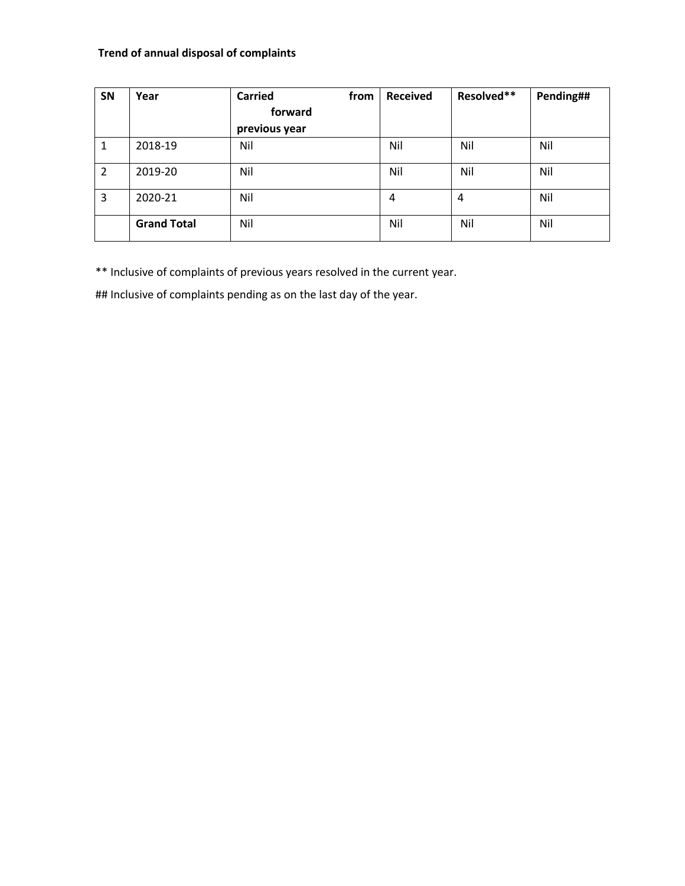**Trend of annual disposal of complaints**

| SN | Year | Carried forward from previous year | Received | Resolved** | Pending## |
|---|---|---|---|---|---|
| 1 | 2018-19 | Nil | Nil | Nil | Nil |
| 2 | 2019-20 | Nil | Nil | Nil | Nil |
| 3 | 2020-21 | Nil | 4 | 4 | Nil |
| | **Grand Total** | Nil | Nil | Nil | Nil |

** Inclusive of complaints of previous years resolved in the current year.

## Inclusive of complaints pending as on the last day of the year.